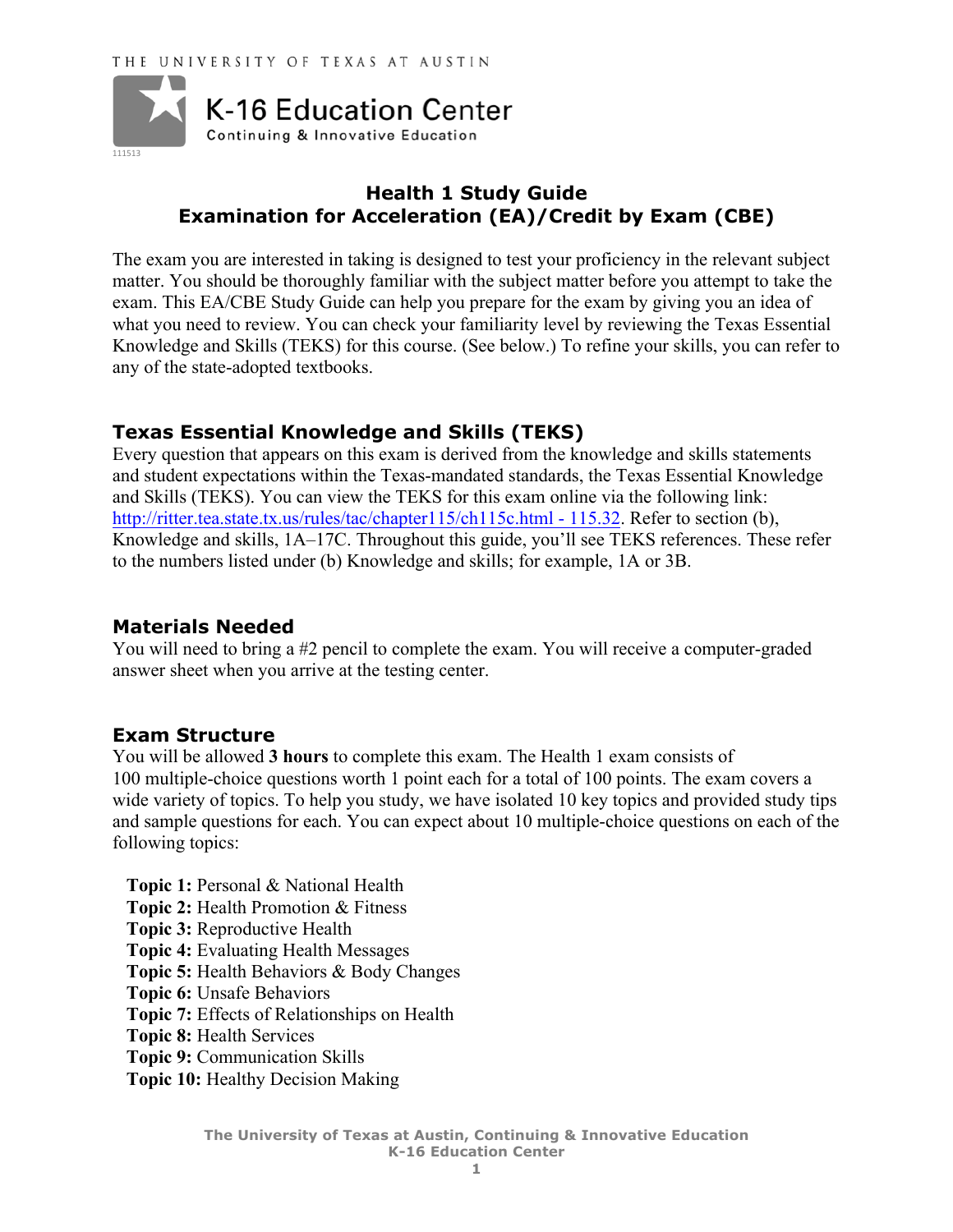THE UNIVERSITY OF TEXAS AT AUSTIN

K-16 Education Center
Continuing & Innovative Education

111513

# Health 1 Study Guide
# Examination for Acceleration (EA)/Credit by Exam (CBE)

The exam you are interested in taking is designed to test your proficiency in the relevant subject matter. You should be thoroughly familiar with the subject matter before you attempt to take the exam. This EA/CBE Study Guide can help you prepare for the exam by giving you an idea of what you need to review. You can check your familiarity level by reviewing the Texas Essential Knowledge and Skills (TEKS) for this course. (See below.) To refine your skills, you can refer to any of the state-adopted textbooks.

## Texas Essential Knowledge and Skills (TEKS)

Every question that appears on this exam is derived from the knowledge and skills statements and student expectations within the Texas-mandated standards, the Texas Essential Knowledge and Skills (TEKS). You can view the TEKS for this exam online via the following link: http://ritter.tea.state.tx.us/rules/tac/chapter115/ch115c.html - 115.32. Refer to section (b), Knowledge and skills, 1A–17C. Throughout this guide, you'll see TEKS references. These refer to the numbers listed under (b) Knowledge and skills; for example, 1A or 3B.

## Materials Needed

You will need to bring a #2 pencil to complete the exam. You will receive a computer-graded answer sheet when you arrive at the testing center.

## Exam Structure

You will be allowed **3 hours** to complete this exam. The Health 1 exam consists of 100 multiple-choice questions worth 1 point each for a total of 100 points. The exam covers a wide variety of topics. To help you study, we have isolated 10 key topics and provided study tips and sample questions for each. You can expect about 10 multiple-choice questions on each of the following topics:

- **Topic 1:** Personal & National Health
- **Topic 2:** Health Promotion & Fitness
- **Topic 3:** Reproductive Health
- **Topic 4:** Evaluating Health Messages
- **Topic 5:** Health Behaviors & Body Changes
- **Topic 6:** Unsafe Behaviors
- **Topic 7:** Effects of Relationships on Health
- **Topic 8:** Health Services
- **Topic 9:** Communication Skills
- **Topic 10:** Healthy Decision Making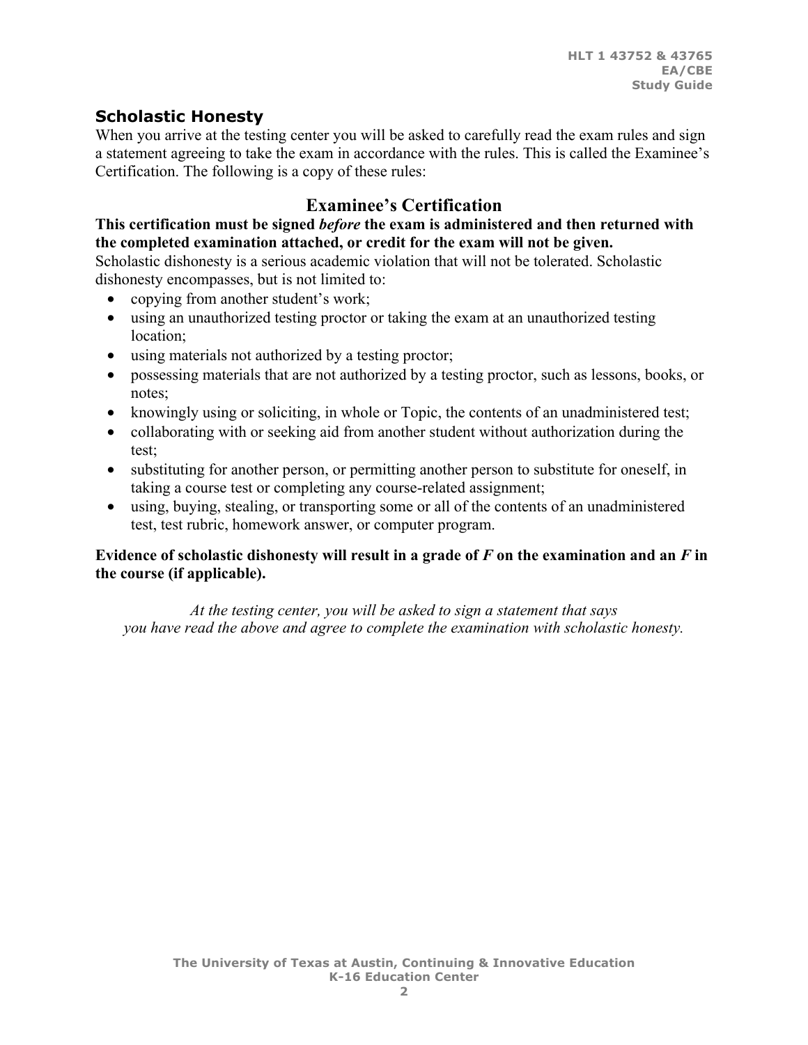## Scholastic Honesty

When you arrive at the testing center you will be asked to carefully read the exam rules and sign a statement agreeing to take the exam in accordance with the rules. This is called the Examinee's Certification. The following is a copy of these rules:

## Examinee's Certification

**This certification must be signed *before* the exam is administered and then returned with the completed examination attached, or credit for the exam will not be given.**

Scholastic dishonesty is a serious academic violation that will not be tolerated. Scholastic dishonesty encompasses, but is not limited to:

- copying from another student's work;
- using an unauthorized testing proctor or taking the exam at an unauthorized testing location;
- using materials not authorized by a testing proctor;
- possessing materials that are not authorized by a testing proctor, such as lessons, books, or notes;
- knowingly using or soliciting, in whole or Topic, the contents of an unadministered test;
- collaborating with or seeking aid from another student without authorization during the test;
- substituting for another person, or permitting another person to substitute for oneself, in taking a course test or completing any course-related assignment;
- using, buying, stealing, or transporting some or all of the contents of an unadministered test, test rubric, homework answer, or computer program.

**Evidence of scholastic dishonesty will result in a grade of *F* on the examination and an *F* in the course (if applicable).**

*At the testing center, you will be asked to sign a statement that says you have read the above and agree to complete the examination with scholastic honesty.*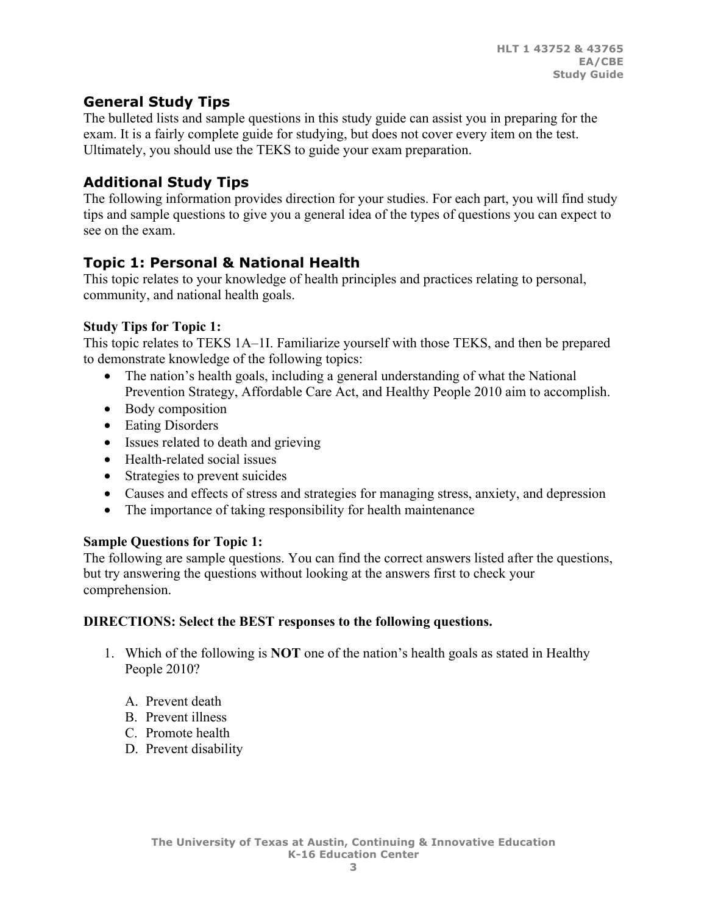## General Study Tips

The bulleted lists and sample questions in this study guide can assist you in preparing for the exam. It is a fairly complete guide for studying, but does not cover every item on the test. Ultimately, you should use the TEKS to guide your exam preparation.

## Additional Study Tips

The following information provides direction for your studies. For each part, you will find study tips and sample questions to give you a general idea of the types of questions you can expect to see on the exam.

## Topic 1: Personal & National Health

This topic relates to your knowledge of health principles and practices relating to personal, community, and national health goals.

**Study Tips for Topic 1:**

This topic relates to TEKS 1A–1I. Familiarize yourself with those TEKS, and then be prepared to demonstrate knowledge of the following topics:

- The nation's health goals, including a general understanding of what the National Prevention Strategy, Affordable Care Act, and Healthy People 2010 aim to accomplish.
- Body composition
- Eating Disorders
- Issues related to death and grieving
- Health-related social issues
- Strategies to prevent suicides
- Causes and effects of stress and strategies for managing stress, anxiety, and depression
- The importance of taking responsibility for health maintenance

**Sample Questions for Topic 1:**

The following are sample questions. You can find the correct answers listed after the questions, but try answering the questions without looking at the answers first to check your comprehension.

**DIRECTIONS: Select the BEST responses to the following questions.**

1. Which of the following is **NOT** one of the nation's health goals as stated in Healthy People 2010?

   A. Prevent death
   B. Prevent illness
   C. Promote health
   D. Prevent disability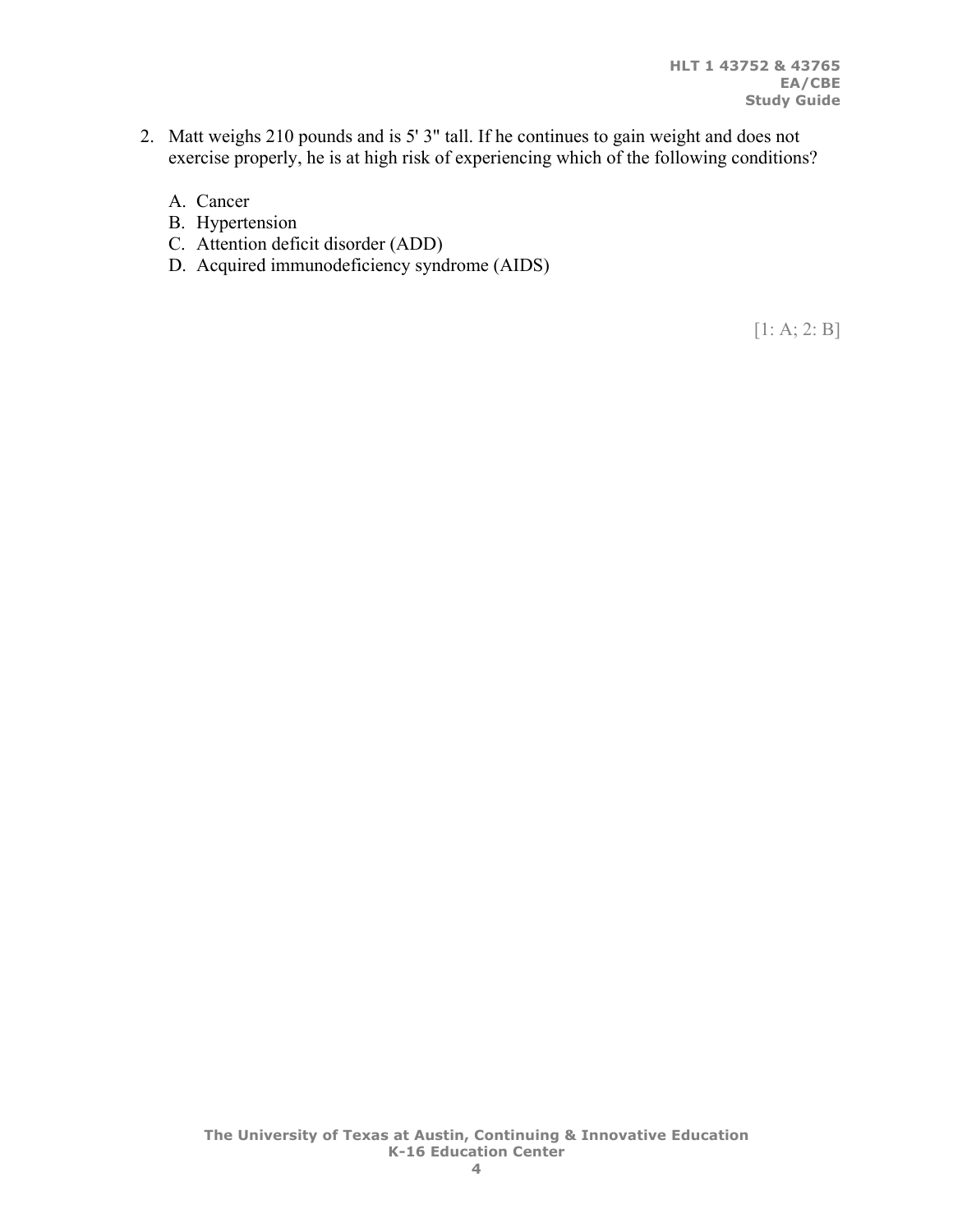2. Matt weighs 210 pounds and is 5' 3" tall. If he continues to gain weight and does not exercise properly, he is at high risk of experiencing which of the following conditions?

   A. Cancer
   B. Hypertension
   C. Attention deficit disorder (ADD)
   D. Acquired immunodeficiency syndrome (AIDS)

[1: A; 2: B]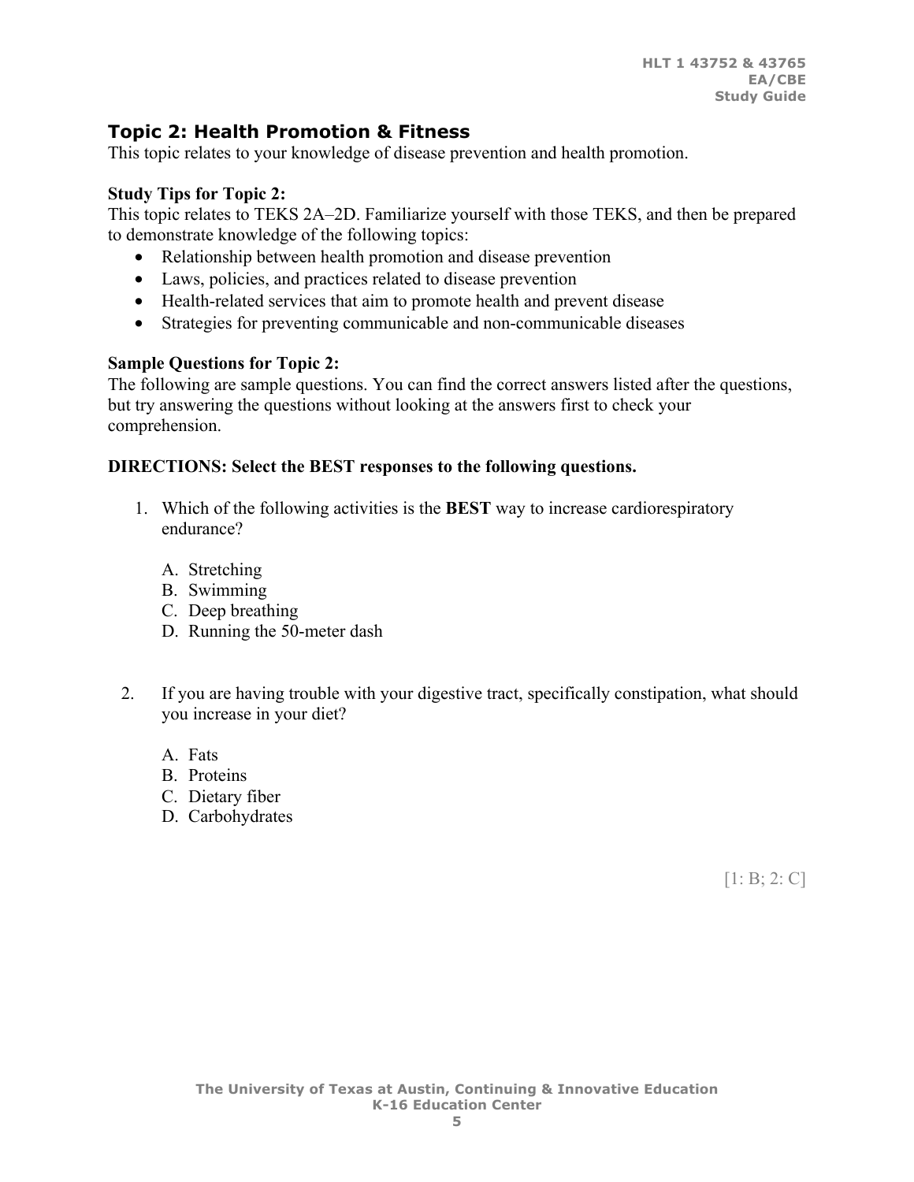## Topic 2: Health Promotion & Fitness

This topic relates to your knowledge of disease prevention and health promotion.

**Study Tips for Topic 2:**

This topic relates to TEKS 2A–2D. Familiarize yourself with those TEKS, and then be prepared to demonstrate knowledge of the following topics:

- Relationship between health promotion and disease prevention
- Laws, policies, and practices related to disease prevention
- Health-related services that aim to promote health and prevent disease
- Strategies for preventing communicable and non-communicable diseases

**Sample Questions for Topic 2:**

The following are sample questions. You can find the correct answers listed after the questions, but try answering the questions without looking at the answers first to check your comprehension.

**DIRECTIONS: Select the BEST responses to the following questions.**

1. Which of the following activities is the **BEST** way to increase cardiorespiratory endurance?

   A. Stretching
   B. Swimming
   C. Deep breathing
   D. Running the 50-meter dash

2. If you are having trouble with your digestive tract, specifically constipation, what should you increase in your diet?

   A. Fats
   B. Proteins
   C. Dietary fiber
   D. Carbohydrates

[1: B; 2: C]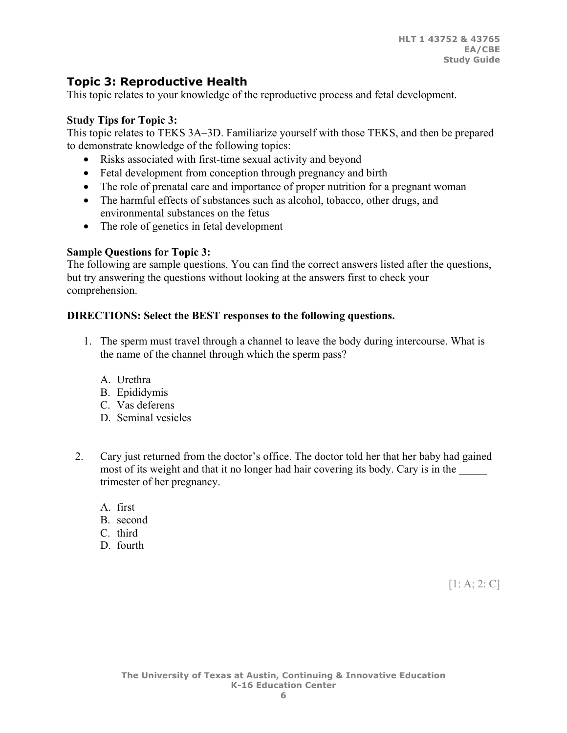## Topic 3: Reproductive Health

This topic relates to your knowledge of the reproductive process and fetal development.

**Study Tips for Topic 3:**

This topic relates to TEKS 3A–3D. Familiarize yourself with those TEKS, and then be prepared to demonstrate knowledge of the following topics:

- Risks associated with first-time sexual activity and beyond
- Fetal development from conception through pregnancy and birth
- The role of prenatal care and importance of proper nutrition for a pregnant woman
- The harmful effects of substances such as alcohol, tobacco, other drugs, and environmental substances on the fetus
- The role of genetics in fetal development

**Sample Questions for Topic 3:**

The following are sample questions. You can find the correct answers listed after the questions, but try answering the questions without looking at the answers first to check your comprehension.

**DIRECTIONS: Select the BEST responses to the following questions.**

1. The sperm must travel through a channel to leave the body during intercourse. What is the name of the channel through which the sperm pass?

   A. Urethra
   B. Epididymis
   C. Vas deferens
   D. Seminal vesicles

2. Cary just returned from the doctor's office. The doctor told her that her baby had gained most of its weight and that it no longer had hair covering its body. Cary is in the _____ trimester of her pregnancy.

   A. first
   B. second
   C. third
   D. fourth

[1: A; 2: C]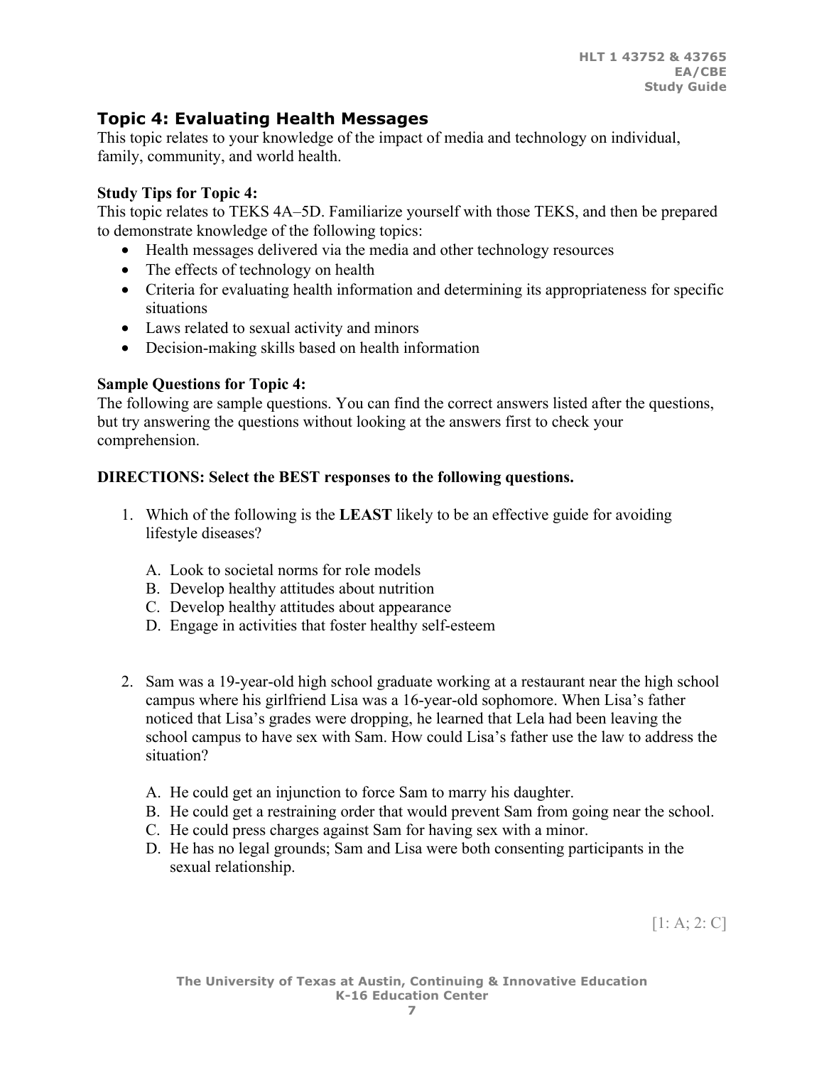## Topic 4: Evaluating Health Messages

This topic relates to your knowledge of the impact of media and technology on individual, family, community, and world health.

**Study Tips for Topic 4:**

This topic relates to TEKS 4A–5D. Familiarize yourself with those TEKS, and then be prepared to demonstrate knowledge of the following topics:

- Health messages delivered via the media and other technology resources
- The effects of technology on health
- Criteria for evaluating health information and determining its appropriateness for specific situations
- Laws related to sexual activity and minors
- Decision-making skills based on health information

**Sample Questions for Topic 4:**

The following are sample questions. You can find the correct answers listed after the questions, but try answering the questions without looking at the answers first to check your comprehension.

**DIRECTIONS: Select the BEST responses to the following questions.**

1. Which of the following is the **LEAST** likely to be an effective guide for avoiding lifestyle diseases?

   A. Look to societal norms for role models
   B. Develop healthy attitudes about nutrition
   C. Develop healthy attitudes about appearance
   D. Engage in activities that foster healthy self-esteem

2. Sam was a 19-year-old high school graduate working at a restaurant near the high school campus where his girlfriend Lisa was a 16-year-old sophomore. When Lisa's father noticed that Lisa's grades were dropping, he learned that Lela had been leaving the school campus to have sex with Sam. How could Lisa's father use the law to address the situation?

   A. He could get an injunction to force Sam to marry his daughter.
   B. He could get a restraining order that would prevent Sam from going near the school.
   C. He could press charges against Sam for having sex with a minor.
   D. He has no legal grounds; Sam and Lisa were both consenting participants in the sexual relationship.

[1: A; 2: C]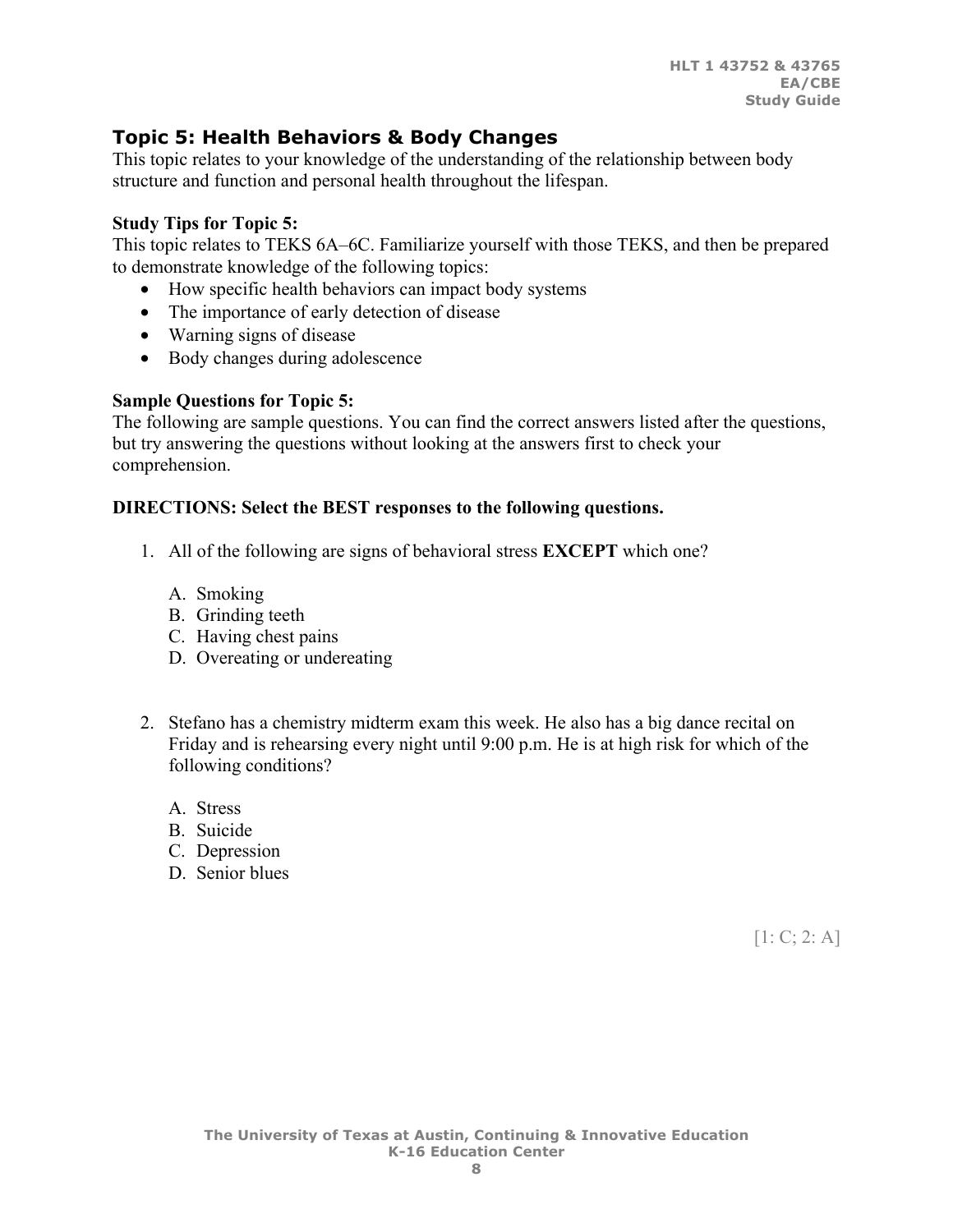## Topic 5: Health Behaviors & Body Changes

This topic relates to your knowledge of the understanding of the relationship between body structure and function and personal health throughout the lifespan.

**Study Tips for Topic 5:**

This topic relates to TEKS 6A–6C. Familiarize yourself with those TEKS, and then be prepared to demonstrate knowledge of the following topics:

- How specific health behaviors can impact body systems
- The importance of early detection of disease
- Warning signs of disease
- Body changes during adolescence

**Sample Questions for Topic 5:**

The following are sample questions. You can find the correct answers listed after the questions, but try answering the questions without looking at the answers first to check your comprehension.

**DIRECTIONS: Select the BEST responses to the following questions.**

1. All of the following are signs of behavioral stress **EXCEPT** which one?

   A. Smoking
   B. Grinding teeth
   C. Having chest pains
   D. Overeating or undereating

2. Stefano has a chemistry midterm exam this week. He also has a big dance recital on Friday and is rehearsing every night until 9:00 p.m. He is at high risk for which of the following conditions?

   A. Stress
   B. Suicide
   C. Depression
   D. Senior blues

[1: C; 2: A]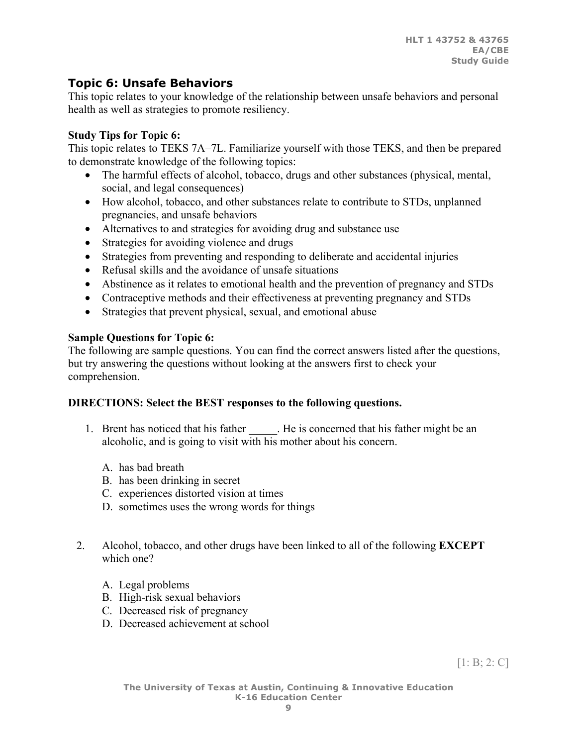## Topic 6: Unsafe Behaviors

This topic relates to your knowledge of the relationship between unsafe behaviors and personal health as well as strategies to promote resiliency.

**Study Tips for Topic 6:**

This topic relates to TEKS 7A–7L. Familiarize yourself with those TEKS, and then be prepared to demonstrate knowledge of the following topics:

- The harmful effects of alcohol, tobacco, drugs and other substances (physical, mental, social, and legal consequences)
- How alcohol, tobacco, and other substances relate to contribute to STDs, unplanned pregnancies, and unsafe behaviors
- Alternatives to and strategies for avoiding drug and substance use
- Strategies for avoiding violence and drugs
- Strategies from preventing and responding to deliberate and accidental injuries
- Refusal skills and the avoidance of unsafe situations
- Abstinence as it relates to emotional health and the prevention of pregnancy and STDs
- Contraceptive methods and their effectiveness at preventing pregnancy and STDs
- Strategies that prevent physical, sexual, and emotional abuse

**Sample Questions for Topic 6:**

The following are sample questions. You can find the correct answers listed after the questions, but try answering the questions without looking at the answers first to check your comprehension.

**DIRECTIONS: Select the BEST responses to the following questions.**

1. Brent has noticed that his father _____. He is concerned that his father might be an alcoholic, and is going to visit with his mother about his concern.

   A. has bad breath
   B. has been drinking in secret
   C. experiences distorted vision at times
   D. sometimes uses the wrong words for things

2. Alcohol, tobacco, and other drugs have been linked to all of the following **EXCEPT** which one?

   A. Legal problems
   B. High-risk sexual behaviors
   C. Decreased risk of pregnancy
   D. Decreased achievement at school

[1: B; 2: C]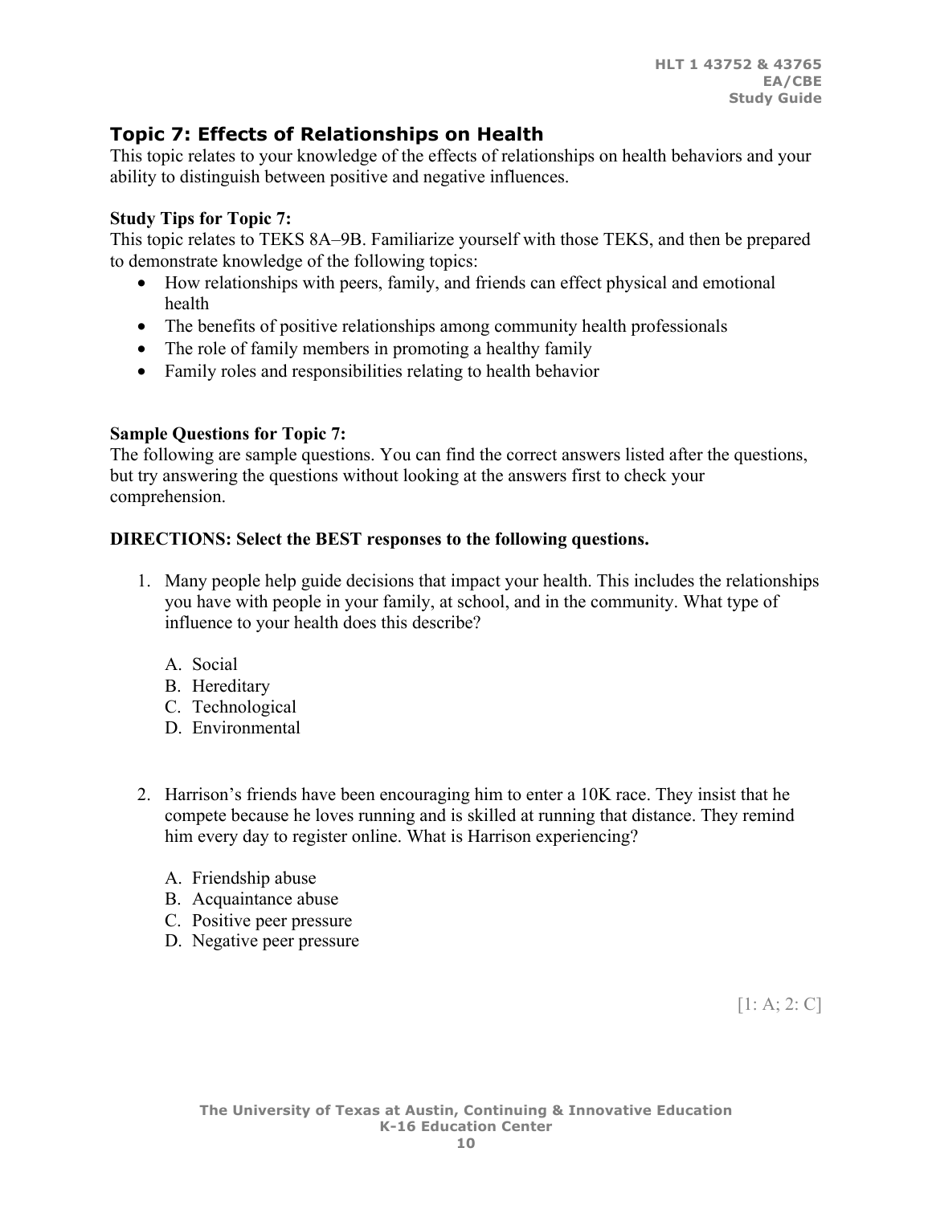## Topic 7: Effects of Relationships on Health

This topic relates to your knowledge of the effects of relationships on health behaviors and your ability to distinguish between positive and negative influences.

**Study Tips for Topic 7:**

This topic relates to TEKS 8A–9B. Familiarize yourself with those TEKS, and then be prepared to demonstrate knowledge of the following topics:

- How relationships with peers, family, and friends can effect physical and emotional health
- The benefits of positive relationships among community health professionals
- The role of family members in promoting a healthy family
- Family roles and responsibilities relating to health behavior

**Sample Questions for Topic 7:**

The following are sample questions. You can find the correct answers listed after the questions, but try answering the questions without looking at the answers first to check your comprehension.

**DIRECTIONS: Select the BEST responses to the following questions.**

1. Many people help guide decisions that impact your health. This includes the relationships you have with people in your family, at school, and in the community. What type of influence to your health does this describe?

   A. Social
   B. Hereditary
   C. Technological
   D. Environmental

2. Harrison's friends have been encouraging him to enter a 10K race. They insist that he compete because he loves running and is skilled at running that distance. They remind him every day to register online. What is Harrison experiencing?

   A. Friendship abuse
   B. Acquaintance abuse
   C. Positive peer pressure
   D. Negative peer pressure

[1: A; 2: C]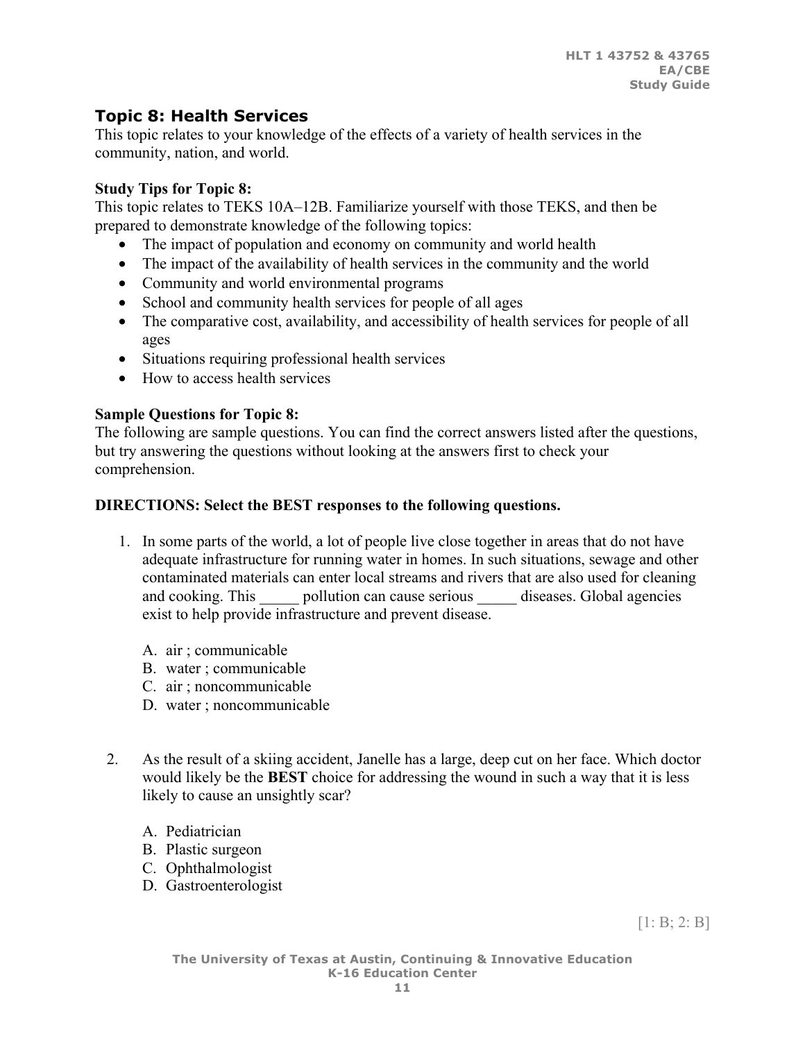## Topic 8: Health Services

This topic relates to your knowledge of the effects of a variety of health services in the community, nation, and world.

**Study Tips for Topic 8:**

This topic relates to TEKS 10A–12B. Familiarize yourself with those TEKS, and then be prepared to demonstrate knowledge of the following topics:

- The impact of population and economy on community and world health
- The impact of the availability of health services in the community and the world
- Community and world environmental programs
- School and community health services for people of all ages
- The comparative cost, availability, and accessibility of health services for people of all ages
- Situations requiring professional health services
- How to access health services

**Sample Questions for Topic 8:**

The following are sample questions. You can find the correct answers listed after the questions, but try answering the questions without looking at the answers first to check your comprehension.

**DIRECTIONS: Select the BEST responses to the following questions.**

1. In some parts of the world, a lot of people live close together in areas that do not have adequate infrastructure for running water in homes. In such situations, sewage and other contaminated materials can enter local streams and rivers that are also used for cleaning and cooking. This _____ pollution can cause serious _____ diseases. Global agencies exist to help provide infrastructure and prevent disease.

   A. air ; communicable
   B. water ; communicable
   C. air ; noncommunicable
   D. water ; noncommunicable

2. As the result of a skiing accident, Janelle has a large, deep cut on her face. Which doctor would likely be the **BEST** choice for addressing the wound in such a way that it is less likely to cause an unsightly scar?

   A. Pediatrician
   B. Plastic surgeon
   C. Ophthalmologist
   D. Gastroenterologist

[1: B; 2: B]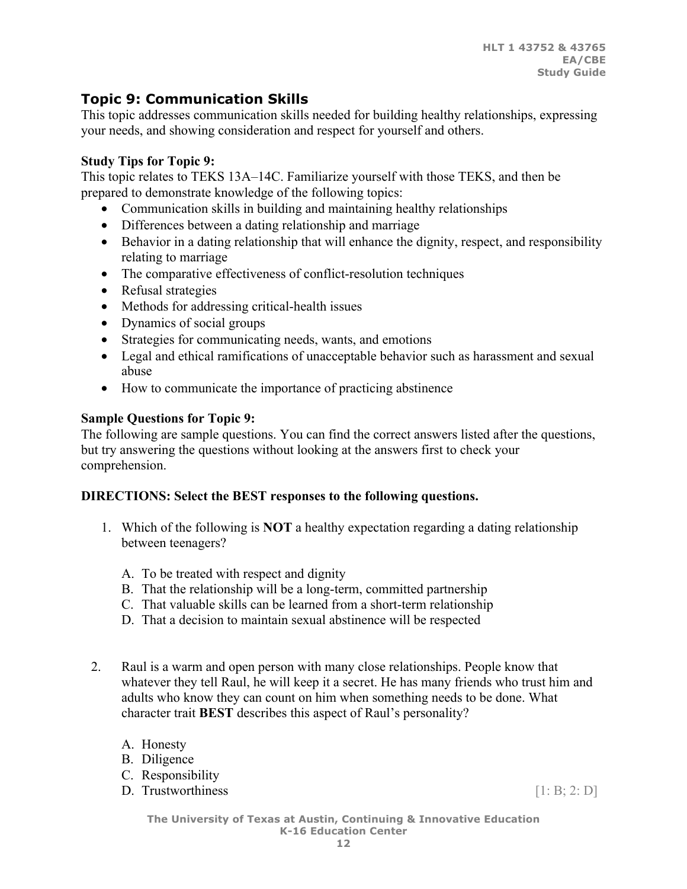## Topic 9: Communication Skills

This topic addresses communication skills needed for building healthy relationships, expressing your needs, and showing consideration and respect for yourself and others.

**Study Tips for Topic 9:**

This topic relates to TEKS 13A–14C. Familiarize yourself with those TEKS, and then be prepared to demonstrate knowledge of the following topics:

- Communication skills in building and maintaining healthy relationships
- Differences between a dating relationship and marriage
- Behavior in a dating relationship that will enhance the dignity, respect, and responsibility relating to marriage
- The comparative effectiveness of conflict-resolution techniques
- Refusal strategies
- Methods for addressing critical-health issues
- Dynamics of social groups
- Strategies for communicating needs, wants, and emotions
- Legal and ethical ramifications of unacceptable behavior such as harassment and sexual abuse
- How to communicate the importance of practicing abstinence

**Sample Questions for Topic 9:**

The following are sample questions. You can find the correct answers listed after the questions, but try answering the questions without looking at the answers first to check your comprehension.

**DIRECTIONS: Select the BEST responses to the following questions.**

1. Which of the following is **NOT** a healthy expectation regarding a dating relationship between teenagers?

   A. To be treated with respect and dignity
   B. That the relationship will be a long-term, committed partnership
   C. That valuable skills can be learned from a short-term relationship
   D. That a decision to maintain sexual abstinence will be respected

2. Raul is a warm and open person with many close relationships. People know that whatever they tell Raul, he will keep it a secret. He has many friends who trust him and adults who know they can count on him when something needs to be done. What character trait **BEST** describes this aspect of Raul's personality?

   A. Honesty
   B. Diligence
   C. Responsibility
   D. Trustworthiness

[1: B; 2: D]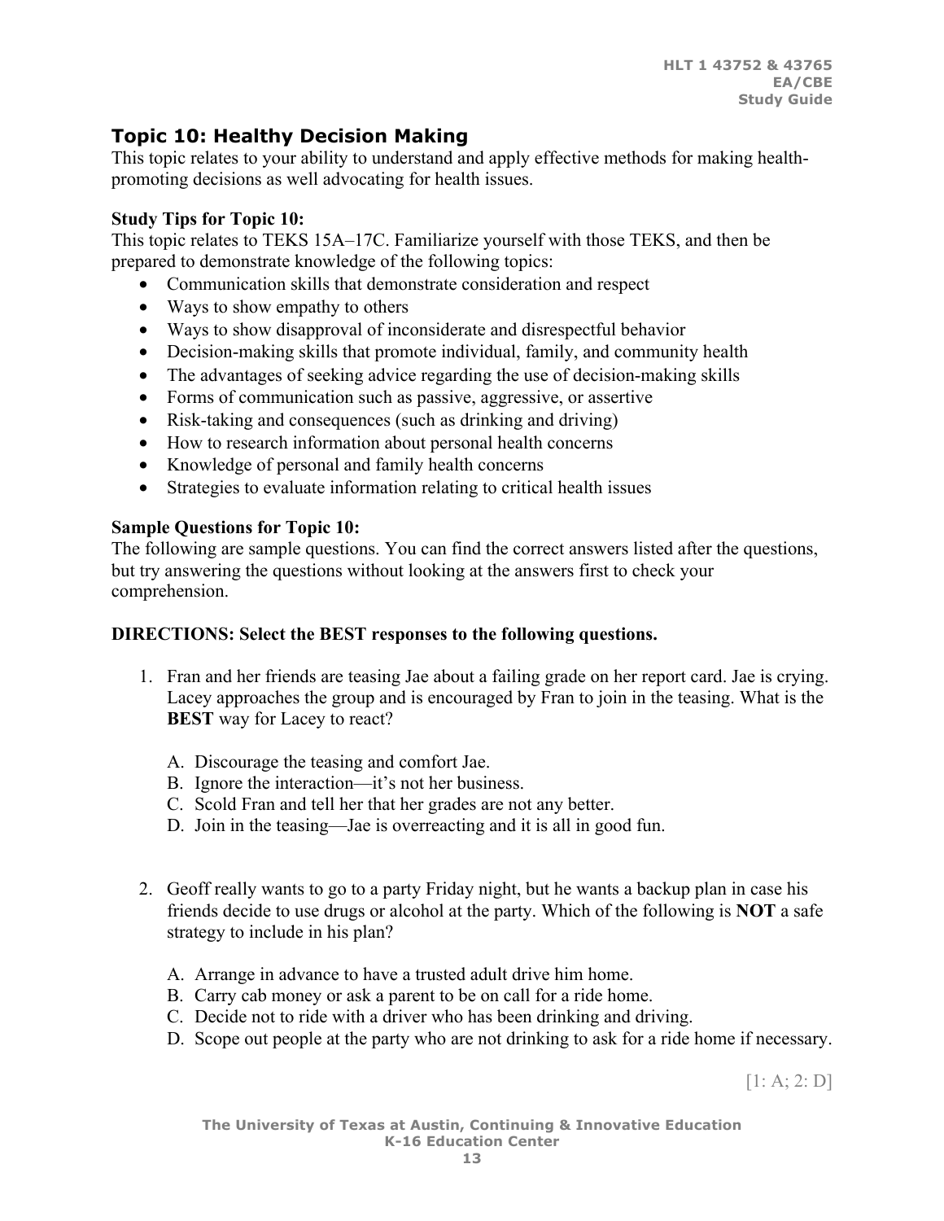## Topic 10: Healthy Decision Making

This topic relates to your ability to understand and apply effective methods for making health-promoting decisions as well advocating for health issues.

**Study Tips for Topic 10:**

This topic relates to TEKS 15A–17C. Familiarize yourself with those TEKS, and then be prepared to demonstrate knowledge of the following topics:

- Communication skills that demonstrate consideration and respect
- Ways to show empathy to others
- Ways to show disapproval of inconsiderate and disrespectful behavior
- Decision-making skills that promote individual, family, and community health
- The advantages of seeking advice regarding the use of decision-making skills
- Forms of communication such as passive, aggressive, or assertive
- Risk-taking and consequences (such as drinking and driving)
- How to research information about personal health concerns
- Knowledge of personal and family health concerns
- Strategies to evaluate information relating to critical health issues

**Sample Questions for Topic 10:**

The following are sample questions. You can find the correct answers listed after the questions, but try answering the questions without looking at the answers first to check your comprehension.

**DIRECTIONS: Select the BEST responses to the following questions.**

1. Fran and her friends are teasing Jae about a failing grade on her report card. Jae is crying. Lacey approaches the group and is encouraged by Fran to join in the teasing. What is the **BEST** way for Lacey to react?

   A. Discourage the teasing and comfort Jae.
   B. Ignore the interaction—it's not her business.
   C. Scold Fran and tell her that her grades are not any better.
   D. Join in the teasing—Jae is overreacting and it is all in good fun.

2. Geoff really wants to go to a party Friday night, but he wants a backup plan in case his friends decide to use drugs or alcohol at the party. Which of the following is **NOT** a safe strategy to include in his plan?

   A. Arrange in advance to have a trusted adult drive him home.
   B. Carry cab money or ask a parent to be on call for a ride home.
   C. Decide not to ride with a driver who has been drinking and driving.
   D. Scope out people at the party who are not drinking to ask for a ride home if necessary.

[1: A; 2: D]